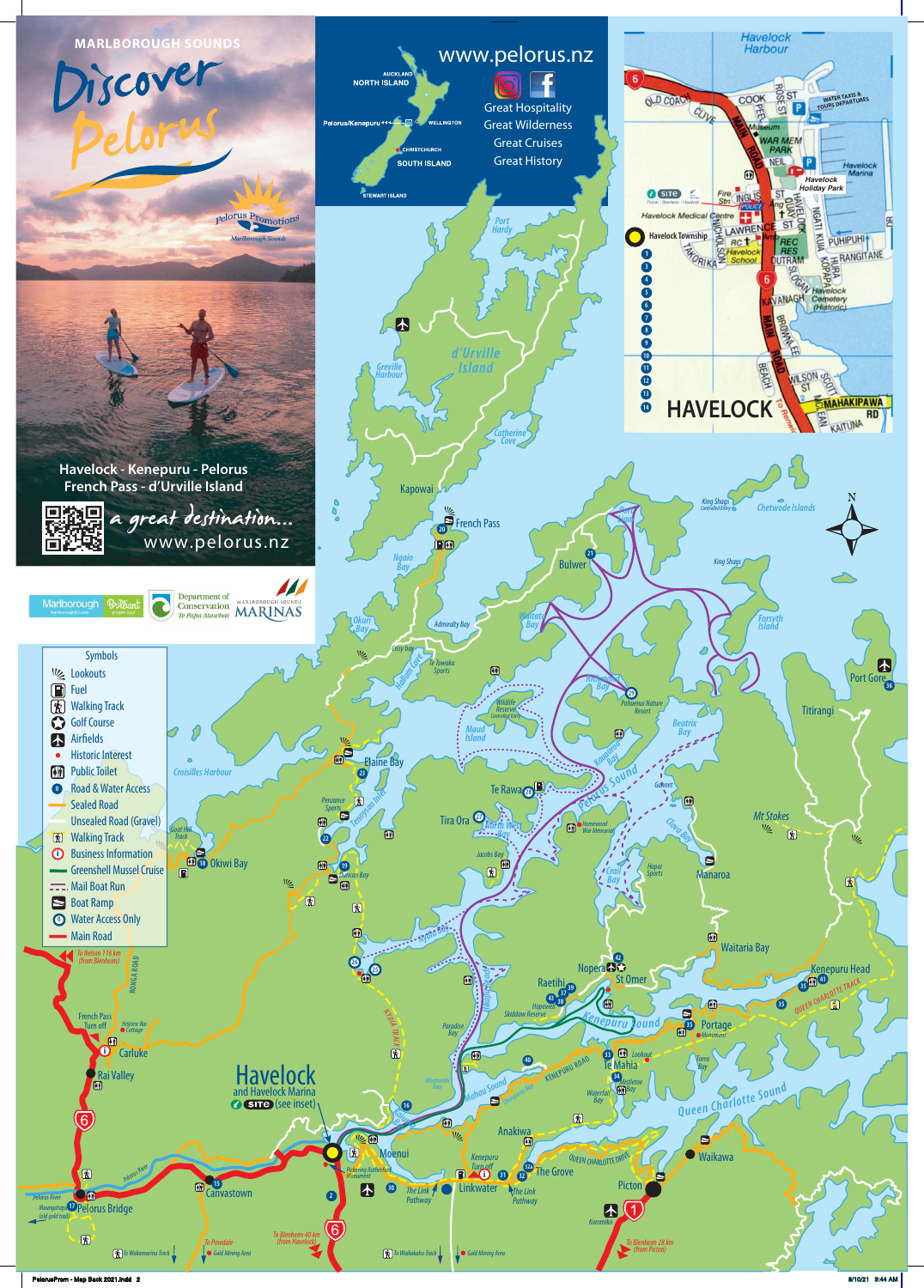MARLBOROUGH SOUNDS

# Discover Pelorus

Pelorus Promotions
Marlborough Sounds

Havelock - Kenepuru - Pelorus
French Pass - d'Urville Island

a great destination...
www.pelorus.nz

Marlborough Brilliant Every Day · Department of Conservation Te Papa Atawhai · Marlborough Sounds MARINAS

www.pelorus.nz

Great Hospitality
Great Wilderness
Great Cruises
Great History

## Symbols

- Lookouts
- Fuel
- Walking Track
- Golf Course
- Airfields
- Historic Interest
- Public Toilet
- Road & Water Access
- Sealed Road
- Unsealed Road (Gravel)
- Walking Track
- Business Information
- Greenshell Mussel Cruise
- Mail Boat Run
- Boat Ramp
- Water Access Only
- Main Road

## Havelock
and Havelock Marina
SITE (see inset)

## HAVELOCK

Havelock Harbour · Havelock Marina · Havelock Holiday Park · Havelock Medical Centre · Havelock Township · Havelock School · Havelock Cemetery (Historic) · Museum · War Mem Park · Water Taxis & Tours Departures · Fire Stn · Police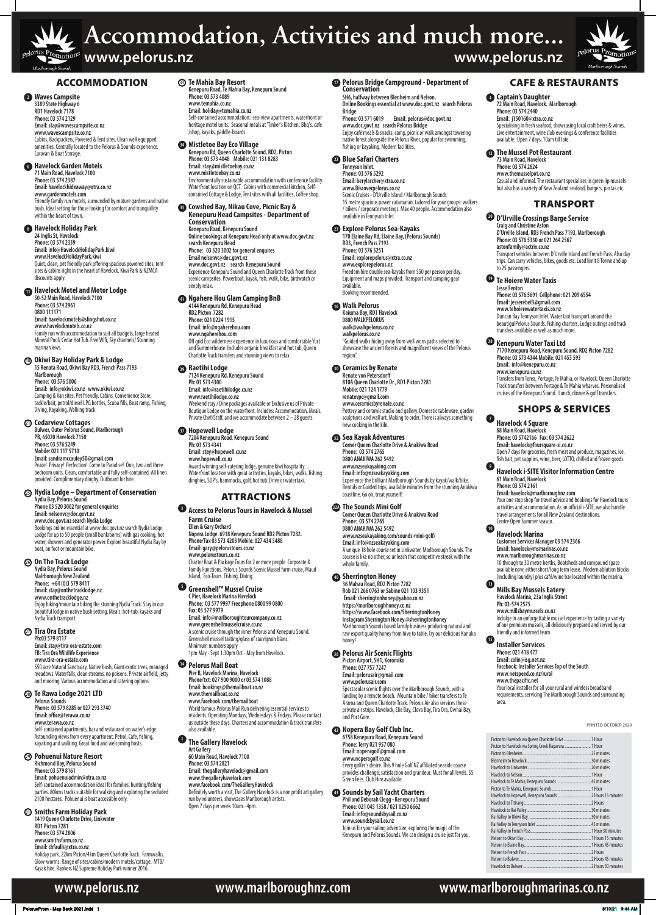# Accommodation, Activities and much more...

**www.pelorus.nz**

## ACCOMMODATION

### 2 Waves Campsite
3389 State Highway 6
RD1 Havelock 7178
Phone: 03 574 2129
Email: stay@wavescampsite.co.nz
www.wavescampsite.co.nz
Cabins, Backpackers, Powered & Tent sites. Clean well equipped amenities. Centrally located to the Pelorus & Sounds experience. Caravan & Boat Storage.

### 6 Havelock Garden Motels
71 Main Road, Havelock 7100
Phone: 03 574 2387
Email: havelockhideaway@xtra.co.nz
www.gardenmotels.com
Friendly family run motels, surrounded by mature gardens and native bush. Ideal setting for those looking for comfort and tranquillity within the heart of town.

### 8 Havelock Holiday Park
24 Inglis St, Havelock
Phone: 03 574 2339
Email: info@HavelockHolidayPark.kiwi
www.HavelockHolidayPark.kiwi
Quiet, clean, pet friendly park offering spacious powered sites, tent sites & cabins right in the heart of Havelock. Kiwi Park & NZMCA discounts apply.

### 11 Havelock Motel and Motor Lodge
50-52 Main Road, Havelock 7100
Phone: 03 574 2961
0800 111171
Email: havelockmotels@slingshot.co.nz
www.havelockmotels.co.nz
Family run with accommodation to suit all budgets, large heated Mineral Pool/ Cedar Hot Tub. Free Wifi, Sky channels/ Stunning marina views.

### 18 Okiwi Bay Holiday Park & Lodge
15 Renata Road, Okiwi Bay RD3, French Pass 7193
Marlborough
Phone: 03 576 5006
Email: info@okiwi.co.nz www.okiwi.co.nz
Camping & Van sites, Pet friendly, Cabins, Convenience Store, tackle/bait, petrol/diesel LPG bottles, Scuba fills, Boat ramp, Fishing, Diving, Kayaking, Walking track.

### 21 Cedarview Cottages
Bulwer, Outer Pelorus Sound, Marlborough
PB, 65020 Havelock 7150
Phone: 03 576 5249
Mobile: 021 117 5710
Email: sandramccauley50@gmail.com
Peace! Privacy! Perfection! Come to Paradise! One, two and three bedroom units. Clean, comfortable and fully self-contained. All linen provided. Complimentary dinghy. Outboard for hire.

### 25 Nydia Lodge – Department of Conservation
Nydia Bay, Pelorus Sound
Phone 03 520 3002 for general enquiries
Email: nelsonvc@doc.govt.nz
www.doc.govt.nz search Nydia Lodge
Bookings online essential at www.doc.govt.nz search Nydia Lodge. Lodge for up to 50 people (small bunkrooms) with gas cooking, hot water, showers and generator power. Explore beautiful Nydia Bay by boat, on foot or mountain bike.

### 26 On The Track Lodge
Nydia Bay, Pelorus Sound
Malborough New Zealand
Phone: +64 (0)3 579 8411
Email: stay@onthetracklodge.nz
www.onthetracklodge.nz
Enjoy hiking/mountain biking the stunning Nydia Track. Stay in our beautiful lodge in native bush setting. Meals, hot-tub, kayaks and Nydia Track transport.

### 27 Tira Ora Estate
Ph:03 579 8117
Email: stay@tira-ora-estate.com
FB: Tira Ora Wildlife Experience
www.tira-ora-estate.com
550 acre Natural Sanctuary. Native bush, Giant exotic trees, managed meadows. Waterfalls, clean streams, no poisons. Private airfield, jetty and mooring. Various accommodation and catering options.

### 28 Te Rawa Lodge 2021 LTD
Pelorus Sounds
Phone: 03 579 8285 or 027 293 3740
Email: office@terawa.co.nz
www.terawa.co.nz
Self-contained apartments, bar and restaurant on water's edge. Astounding views from every apartment. Petrol, Cafe, fishing, kayaking and walking. Great food and welcoming hosts.

### 29 Pohuenui Nature Resort
Richmond Bay, Pelorus Sound
Phone: 03 579 8161
Email: pohuenuiadmin@xtra.co.nz
Self-contained accommodation ideal for families, hunting/fishing parties. 80kms tracks suitable for walking and exploring the secluded 2100 hectares. Pohuenui is boat accessible only.

### 31 Smiths Farm Holiday Park
1419 Queen Charlotte Drive, Linkwater
RD1 Picton 7281
Phone: 03 574 2806
www.smithsfarm.co.nz
Email: cbfaulls@xtra.co.nz
Holiday park. 22km Picton/4km Queen Charlotte Track. Farmwalks. Glow-worms. Range of sites/cabins/modern motels/cottage. MTB/ Kayak hire. Rankers NZ Supreme Holiday Park winner 2016.

### 33 Te Mahia Bay Resort
Kenepuru Road, Te Mahia Bay, Kenepuru Sound
Phone: 03 573 4089
www.temahia.co.nz
Email: holiday@temahia.co.nz
Self-contained accommodation: sea-view apartments, waterfront or heritage motel units. Seasonal meals at 'Tinker's Kitchen'. Bbq's, cafe /shop, kayaks, paddle-boards.

### 34 Mistletoe Bay Eco Village
Kenepuru Rd, Queen Charlotte Sound, RD2, Picton
Phone: 03 573 4048 Mobile: 021 131 8283
Email: stay@mistletoebay.co.nz
www.mistletoebay.co.nz
Environmentally sustainable accommodation with conference facility. Waterfront location on QCT. Cabins with commercial kitchen, Self-contained Cottage & Lodge, Tent sites with all facilities, Coffee shop.

### 35 Cowshed Bay, Nikau Cove, Picnic Bay & Kenepuru Head Campsites - Department of Conservation
Kenepuru Road, Kenepuru Sound
Online bookings at Kenepuru Head only at www.doc.govt.nz search Kenepuru Head
Phone: 03 520 3002 for general enquires
Email nelsonvc@doc.govt.nz
www.doc.govt.nz search Kenepuru Sound
Experience Kenepuru Sound and Queen Charlotte Track from these scenic campsites. Powerboat, kayak, fish, walk, bike, birdwatch or simply relax.

### 41 Ngahere Hou Glam Camping BnB
4144 Kenepuru Rd, Kenepuru Head
RD2 Picton 7282
Phone: 021 0224 1915
Email: info@ngaherehou.com
www.ngaherehou.com
Off grid Eco wilderness experience in luxurious and comfortable Yurt and Summerhouse. Includes organic breakfast and hot tub, Queen Charlotte Track transfers and stunning views to relax.

### 39 Raetihi Lodge
7124 Kenepuru Rd, Kenepuru Sound
Ph: 03 573 4300
Email: info@raetihilodge.co.nz
www.raetihilodge.co.nz
Weekend stay / Dine packages available or Exclusive us of Private Boutique Lodge on the waterfront. Includes: Accommodation, Meals, Private Chef/Staff, and we accommodate between 2 – 28 guests.

### 37 Hopewell Lodge
7204 Kenepuru Road, Kenepuru Sound
Ph: 03 573 4341
Email: stay@hopewell.co.nz
www.hopewell.co.nz
Award winning self-catering lodge, genuine kiwi hospitality. Waterfront location with great activities, kayaks, bikes, walks, fishing dinghies, SUP's, hammocks, golf, hot tub. Drive or watertaxi.

## ATTRACTIONS

### 3 Access to Pelorus Tours in Havelock & Mussel Farm Cruise
Ellen & Gary Orchard
Nopera Lodge. 6918 Kenepuru Sound RD2 Picton 7282.
Phone/Fax 03 573 4203 Mobile: 027 434 5488
Email: gary@pelorustours.co.nz
www.pelorustours.co.nz
Charter Boat & Package Tours for 2 or more people. Corporate & Family Functions. Pelorus Sounds Scenic Mussel farm cruise, Maud Island, Eco-Tours. Fishing, Diving.

### 5 Greenshell™ Mussel Cruise
C Pier, Havelock Marina Havelock
Phone: 03 577 9997 Freephone 0800 99 0800
Fax: 03 577 9979
Email: info@marlboroughtourcompany.co.nz
www.greenshellmusselcruise.co.nz
A scenic cruise through the inner Pelorus and Kenepuru Sound. Greenshell mussel tasting/glass of sauvignon blanc.
Minimum numbers apply
1pm May - Sept 1.30pm Oct - May from Havelock.

### 14 Pelorus Mail Boat
Pier B, Havelock Marina, Havelock
Phone/txt: 027 900 9000 or 03 574 1088
Email: bookings@themailboat.co.nz
www.themailboat.co.nz
www.facebook.com/themailboat
World famous Pelorus Mail Run delivering essential services to residents. Operating Mondays, Wednesdays & Fridays. Please contact us outside these days. Charters and accommodation & track transfers also available.

### 1 The Gallery Havelock
Art Gallery
60 Main Road, Havelock 7100
Phone: 03 574 2821
Email: thegalleryhavelock@gmail.com
www.thegalleryhavelock.com
www.facebook.com/TheGalleryHavelock
Definitely worth a visit, The Gallery Havelock is a non profit art gallery run by volunteers, showcases Marlborough artists.
Open 7 days per week 10am - 4pm.

### 17 Pelorus Bridge Campground - Department of Conservation
SH6, halfway between Blenheim and Nelson.
Online Bookings essential at www.doc.govt.nz search Pelorus Bridge
Phone: 03 571 6019 Email: pelorus@doc.govt.nz
www.doc.govt.nz search Pelorus Bridge
Enjoy café meals & snacks, camp, picnic or walk amongst towering native forest alongside the Pelorus River, popular for swimming, fishing or kayaking. Modern facilities.

### 22 Blue Safari Charters
Tennyson Inlet.
Phone: 03 576 5292
Email: berylarcher@xtra.co.nz
www.Discoverpelorus.co.nz
Scenic Cruises - D'Urville Island / Marlborough Sounds
15 metre spacious power catamaran, tailored for your groups: walkers / bikers / corporate meetings. Max 40 people. Accommodation also available in Tennyson Inlet.

### 23 Explore Pelorus Sea-Kayaks
170 Elaine Bay Rd, Elaine Bay, (Pelorus Sounds)
RD3, French Pass 7193
Phone: 03 576 5251
Email: explorepelorus@xtra.co.nz
www.explorepelorus.nz
Freedom hire double sea-kayaks from $50 per person per day. Equipment and maps provided. Transport and camping gear available.
Booking recommended.

### 16 Walk Pelorus
Kaiuma Bay, RD1 Havelock
0800 WALKPELORUS
walk@walkpelorus.co.nz
walkpelorus.co.nz
"Guided walks hiding away from well worn paths selected to showcase the ancient forests and magnificent views of the Pelorus region".

### 30 Ceramics by Renate
Renate von Petersdorff
810A Queen Charlotte Dr , RD1 Picton 7281
Mobile: 021 124 1779
renatevpc@gmail.com
www.ceramicsbyrenate.co.nz
Pottery and ceramic studio and gallery. Domestic tableware, garden sculptures and wall art. Making to order. There is always something new cooking in the kiln.

### 32 Sea Kayak Adventures
Corner Queen Charlotte Drive & Anakiwa Road
Phone: 03 574 2765
0800 ANAKIWA 262 5492
www.nzseakayaking.com
Email: info@nzseakayaking.com
Experience the brilliant Marlborough Sounds by kayak/walk/bike. Rentals or Guided trips, available minutes from the stunning Anakiwa coastline. Go on, treat yourself!

### 32A The Sounds Mini Golf
Corner Queen Charlotte Drive & Anakiwa Road
Phone: 03 574 2765
0800 ANAKIWA 262 5492
www.nzseakayaking.com/sounds-mini-golf/
Email: info@nzseakayaking.com
A unique 18 hole course set in Linkwater, Marlborough Sounds. The course is like no other, so unleash that competitive streak with the whole family.

### 40 Sherrington Honey
36 Mahau Road, RD2 Picton 7282
Rob 021 266 0763 or Sabine 021 103 9351
Email: sherringtonhoney@yahoo.co.nz
https://marlboroughhoney.co.nz
https://www.facebook.com/SherringtonHoney
Instagram Sherrington Honey @sherringtonhoney
Marlborough Sounds based family business producing natural and raw export quality honey from hive to table. Try our delicious Kanuka honey!

### 36 Pelorus Air Scenic Flights
Picton Airport, SH1, Koromiko
Phone: 027 757 7247
Email: pelorusair@gmail.com
www.pelorusair.com
Spectacular scenic flights over the Marlborough Sounds, with a landing by a remote beach. Mountain bike / hiker transfers to Te Araroa and Queen Charlotte Track. Pelorus Air also services these private air strips. Havelock, Elie Bay, Clova Bay, Tira Ora, Owhai Bay, and Port Gore.

### 42 Nopera Bay Golf Club Inc.
6758 Kenepuru Road, Kenepuru Sound
Phone: Terry 021 957 080
Email: noperagolf@gmail.com
www.noperagolf.co.nz
Every golfer's desire. This 9 hole Golf NZ affiliated seaside course provides challenge, satisfaction and grandeur. Must for all levels. $5 Green Fees. Club Hire available.

### 43 Sounds by Sail Yacht Charters
Phil and Deborah Clegg - Kenepuru Sound
Phone: 021 045 1358 / 021 0250 6662
Email: info@soundsbysail.co.nz
www.soundsbysail.co.nz
Join us for your sailing adventure, exploring the magic of the Kenepuru and Pelorus Sounds. We can design a cruise just for you.

## CAFE & RESTAURANTS

### 4 Captain's Daughter
72 Main Road, Havelock. Marlborough
Phone: 03 574 2440
Email: j150160@xtra.co.nz
Specialising in fresh seafood, showcasing local craft beers & wines. Live entertainment, wine club evenings & conference facilities available. Open 7 days, 10am till late.

### 12 The Mussel Pot Restaurant
73 Main Road, Havelock
Phone: 03 574 2824
www.themusselpot.co.nz
Casual and informal. The restaurant specialises in green lip mussels but also has a variety of New Zealand seafood, burgers, pastas etc.

## TRANSPORT

### 20 D'Urville Crossings Barge Service
Craig and Christine Aston
D'Urville Island, RD3 French Pass 7193, Marlborough
Phone: 03 576 5330 or 021 264 2567
astonfamily@actrix.co.nz
Transport vehicles between D'Urville Island and French Pass. Also day trips. Can carry vehicles, bikes, goods etc. Load limit 8 Tonne and up to 25 passengers.

### 19 Te Hoiere Water Taxis
Jesse Fenton
Phone: 03 576 5691 Cellphone: 021 209 6554
Email: jesserebel3@gmail.com
www.tehoierewatertaxis.co.nz
Duncan Bay Tennyson Inlet. Water taxi transport around the beautiful Pelorus Sounds. Fishing charters, Lodge outings and track transfers available as well as much more.

### 38 Kenepuru Water Taxi Ltd
7170 Kenepuru Road, Kenepuru Sound, RD2 Picton 7282
Phone: 03 573 4344 Mobile: 021 455 593
Email: info@kenepuru.co.nz
www.kenepuru.co.nz
Transfers from Torea, Portage, Te Mahia, or Havelock. Queen Charlotte Track transfers between Portage & Te Mahia wharves. Personalised cruises of the Kenepuru Sound. Lunch, dinner & golf transfers.

## SHOPS & SERVICES

### 7 Havelock 4 Square
68 Main Road, Havelock
Phone: 03 5742166 Fax: 03 574 2622
Email: havelock@foursquare-si.co.nz
Open 7 days for groceries, fresh meat and produce, magazines, ice, fish bait, pet supplies, wine, beer, LOTTO, chilled and frozen goods.

### 9 Havelock i-SITE Visitor Information Centre
61 Main Road, Havelock
Phone: 03 574 2161
Email: havelock@marlboroughnz.com
Your one stop shop for travel advice and bookings for Havelock tours activities and accommodation. As an official i-SITE, we also handle travel arrangements for all New Zealand destinations.
Centre Open Summer season.

### 10 Havelock Marina
Customer Services Manager 03 574 2366
Email: havelock@msmarinas.co.nz
www.marlboroughmarinas.co.nz
10 through to 30 metre berths, Boatsheds and compound space available now, either short/long term lease. Modern ablution blocks (including laundry) plus café/wine bar located within the marina.

### 13 Mills Bay Mussels Eatery
Havelock Marina, 23a Inglis Street
Ph: 03-574 2575
www.millsbaymussels.co.nz
Indulge in an unforgettable mussel experience by tasting a variety of our premium mussels, all deliciously prepared and served by our friendly and informed team.

### 15 Installer Services
Phone: 021 418 477
Email: colin@isg.net.nz
Facebook: Installer Services Top of the South
www.netspeed.co.nz/rural
www.thepacific.net
Your local installer for all your rural and wireless broadband requirements, servicing The Marlborough Sounds and surrounding area.

PRINTED OCTOBER 2020

| | |
|---|---|
| Picton to Havelock via Queen Charlotte Drive | 1 Hour |
| Picton to Havelock via Spring Creek Rapaura | 1 Hour |
| Picton to Blenheim | 25 minutes |
| Blenheim to Havelock | 30 minutes |
| Havelock to Linkwater | 20 minutes |
| Havelock to Nelson | 1 Hour |
| Havelock to Te Mahia, Kenepuru Sounds | 45 minutes |
| Picton to Te Mahia, Kenepuru Sounds | 1 Hour |
| Havelock to Hopewell, Kenepuru Sounds | 2 Hours 15 minutes |
| Havelock to Titirangi | 2 Hours |
| Havelock to Rai Valley | 30 minutes |
| Rai Valley to Okiwi Bay | 30 minutes |
| Rai Valley to Tennyson Inlet | 45 minutes |
| Rai Valley to French Pass | 1 Hour 30 minutes |
| Nelson to Okiwi Bay | 1 Hours 15 minutes |
| Havelock to Elaine Bay | 1 Hours 45 minutes |
| Nelson to French Pass | 2 Hours |
| Nelson to Bulwer | 2 Hours 45 minutes |
| Havelock to Bulwer | 2 Hours 30 minutes |

www.pelorus.nz www.marlboroughnz.com www.marlboroughmarinas.co.nz